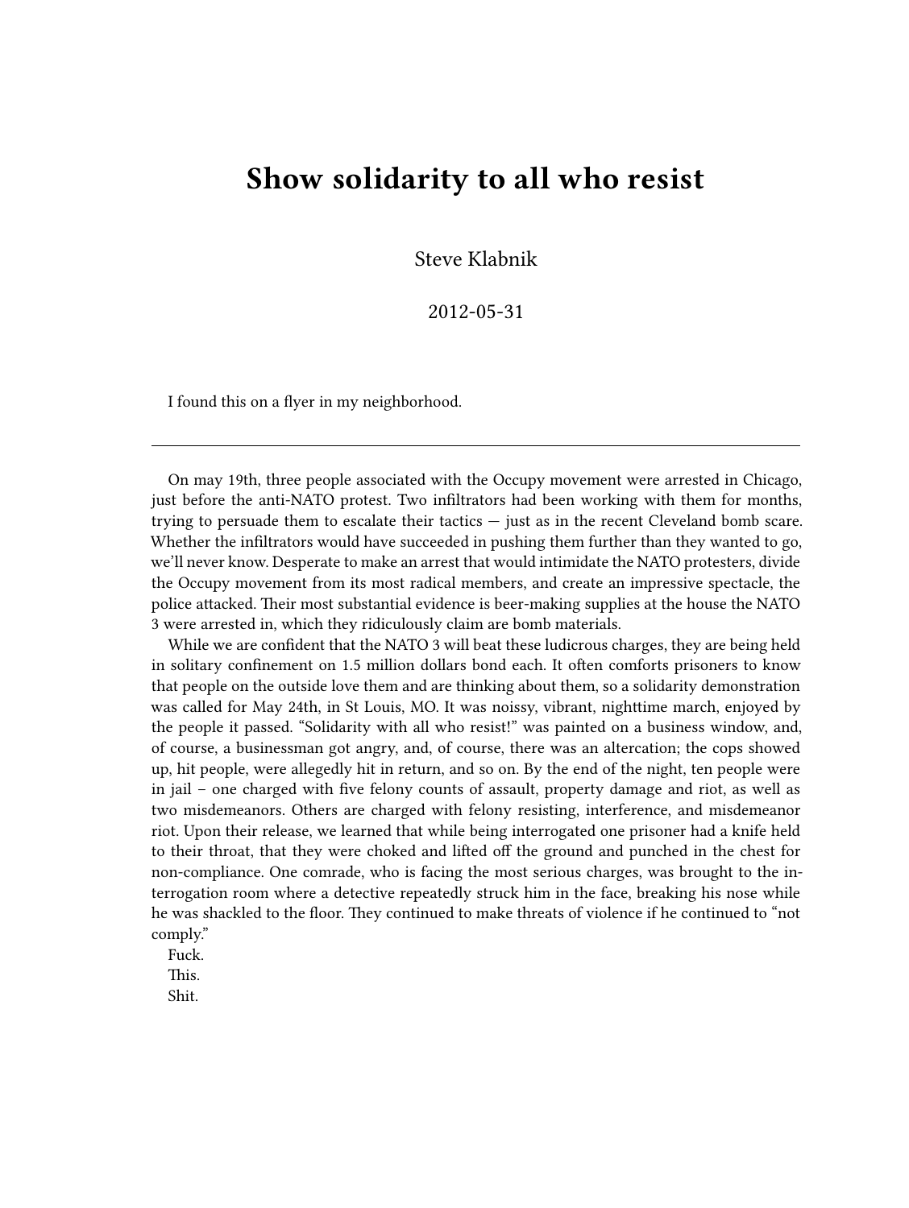# Show solidarity to all who resist

Steve Klabnik

2012-05-31

I found this on a flyer in my neighborhood.

---

On may 19th, three people associated with the Occupy movement were arrested in Chicago, just before the anti-NATO protest. Two infiltrators had been working with them for months, trying to persuade them to escalate their tactics — just as in the recent Cleveland bomb scare. Whether the infiltrators would have succeeded in pushing them further than they wanted to go, we'll never know. Desperate to make an arrest that would intimidate the NATO protesters, divide the Occupy movement from its most radical members, and create an impressive spectacle, the police attacked. Their most substantial evidence is beer-making supplies at the house the NATO 3 were arrested in, which they ridiculously claim are bomb materials.

While we are confident that the NATO 3 will beat these ludicrous charges, they are being held in solitary confinement on 1.5 million dollars bond each. It often comforts prisoners to know that people on the outside love them and are thinking about them, so a solidarity demonstration was called for May 24th, in St Louis, MO. It was noissy, vibrant, nighttime march, enjoyed by the people it passed. "Solidarity with all who resist!" was painted on a business window, and, of course, a businessman got angry, and, of course, there was an altercation; the cops showed up, hit people, were allegedly hit in return, and so on. By the end of the night, ten people were in jail – one charged with five felony counts of assault, property damage and riot, as well as two misdemeanors. Others are charged with felony resisting, interference, and misdemeanor riot. Upon their release, we learned that while being interrogated one prisoner had a knife held to their throat, that they were choked and lifted off the ground and punched in the chest for non-compliance. One comrade, who is facing the most serious charges, was brought to the interrogation room where a detective repeatedly struck him in the face, breaking his nose while he was shackled to the floor. They continued to make threats of violence if he continued to "not comply."

Fuck.

This.

Shit.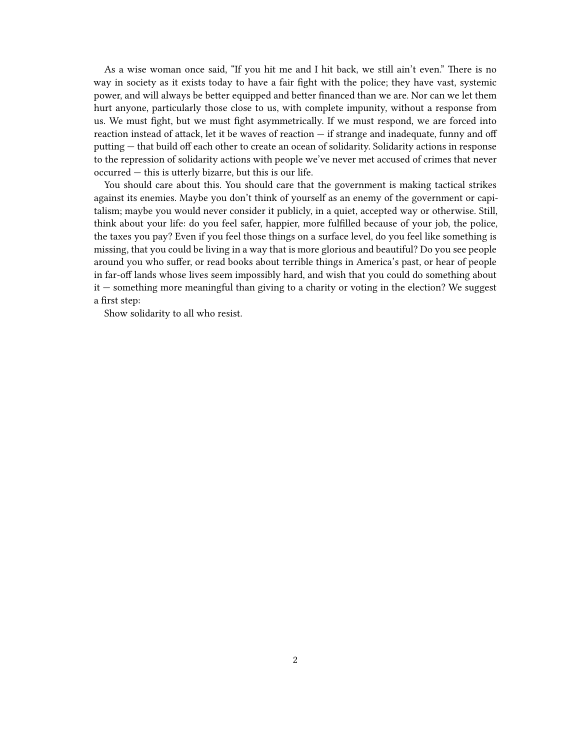As a wise woman once said, “If you hit me and I hit back, we still ain’t even.” There is no way in society as it exists today to have a fair fight with the police; they have vast, systemic power, and will always be better equipped and better financed than we are. Nor can we let them hurt anyone, particularly those close to us, with complete impunity, without a response from us. We must fight, but we must fight asymmetrically. If we must respond, we are forced into reaction instead of attack, let it be waves of reaction — if strange and inadequate, funny and off putting — that build off each other to create an ocean of solidarity. Solidarity actions in response to the repression of solidarity actions with people we’ve never met accused of crimes that never occurred — this is utterly bizarre, but this is our life.

You should care about this. You should care that the government is making tactical strikes against its enemies. Maybe you don’t think of yourself as an enemy of the government or capitalism; maybe you would never consider it publicly, in a quiet, accepted way or otherwise. Still, think about your life: do you feel safer, happier, more fulfilled because of your job, the police, the taxes you pay? Even if you feel those things on a surface level, do you feel like something is missing, that you could be living in a way that is more glorious and beautiful? Do you see people around you who suffer, or read books about terrible things in America’s past, or hear of people in far-off lands whose lives seem impossibly hard, and wish that you could do something about it — something more meaningful than giving to a charity or voting in the election? We suggest a first step:

Show solidarity to all who resist.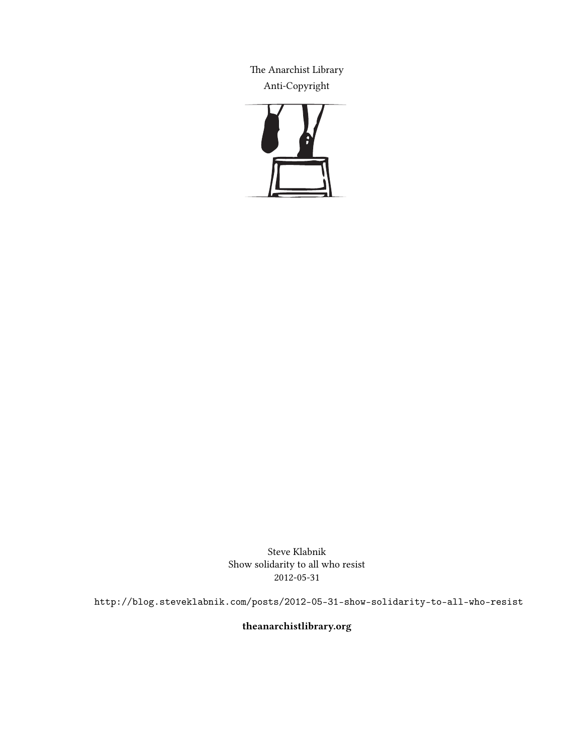The Anarchist Library
Anti-Copyright

Steve Klabnik
Show solidarity to all who resist
2012-05-31

http://blog.steveklabnik.com/posts/2012-05-31-show-solidarity-to-all-who-resist

**theanarchistlibrary.org**